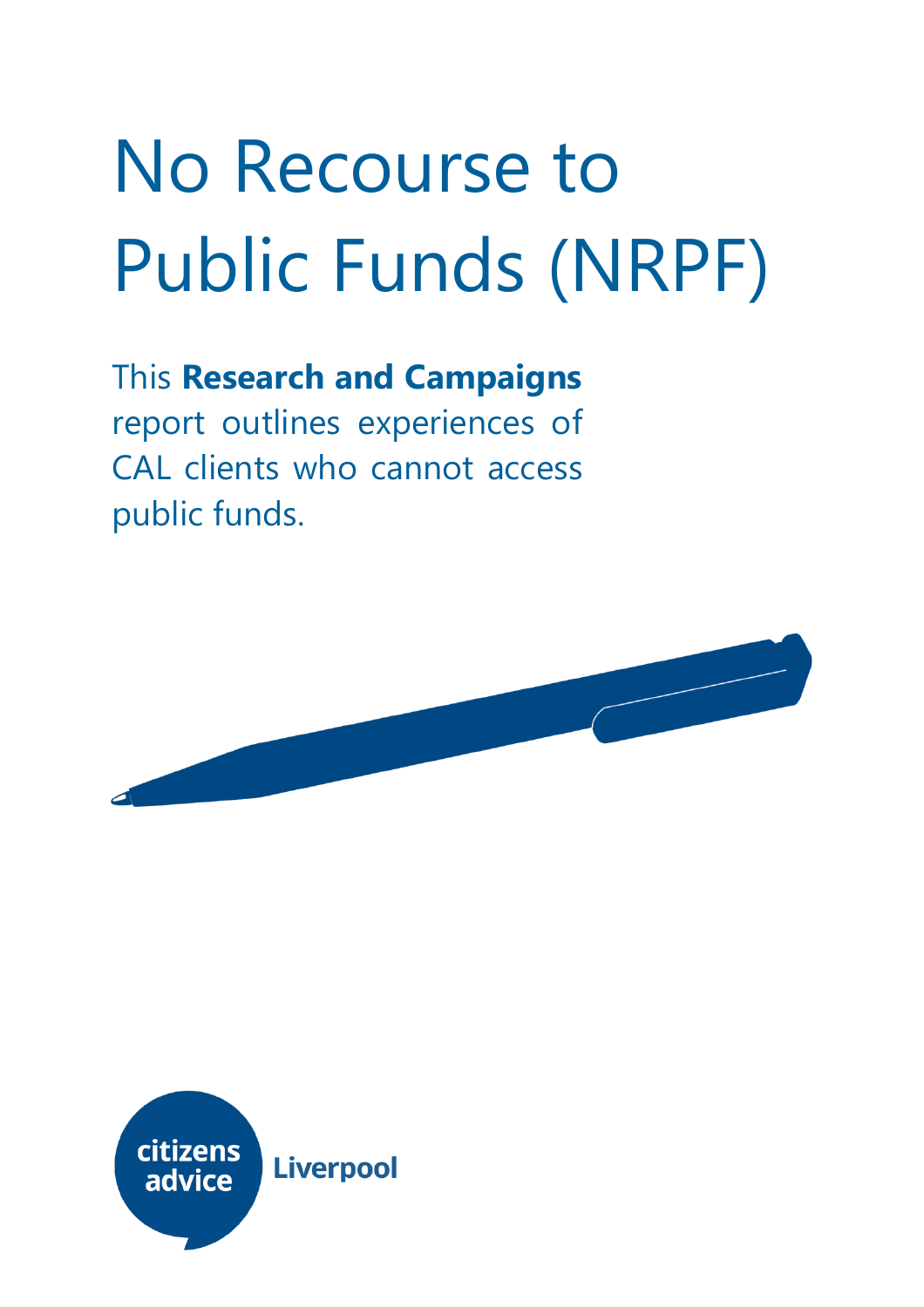# No Recourse to Public Funds (NRPF)

This **Research and Campaigns** report outlines experiences of CAL clients who cannot access public funds.

citizens advice Liverpool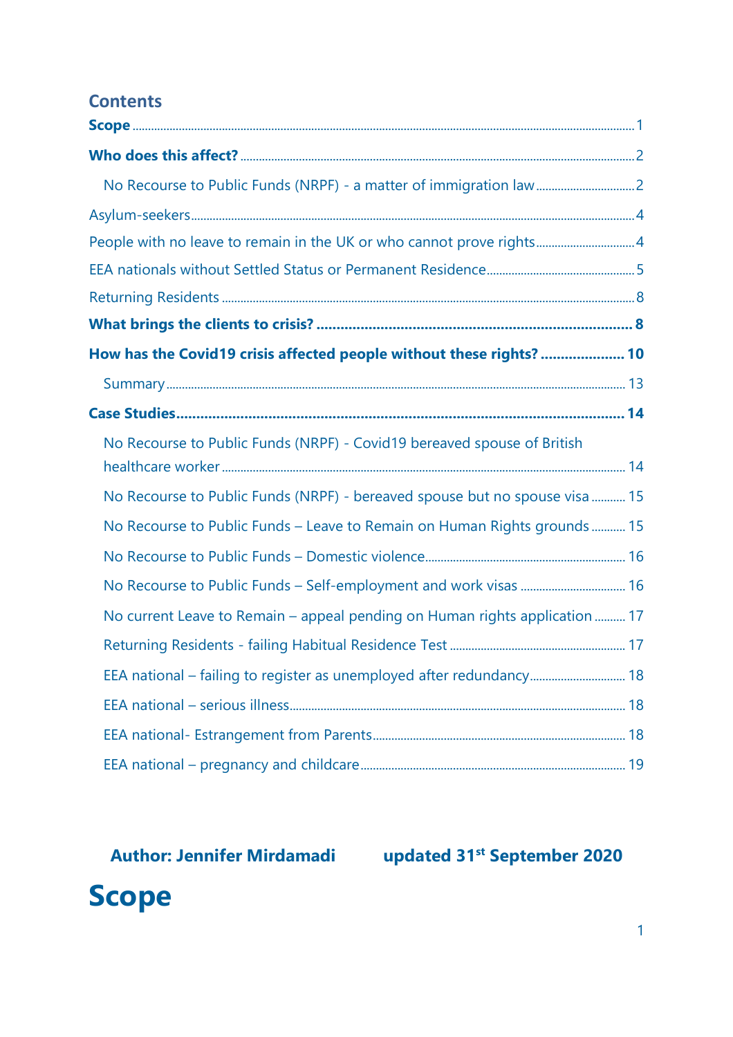## Contents

**Scope** ........ 1

**Who does this affect?** ........ 2

No Recourse to Public Funds (NRPF) - a matter of immigration law ........ 2

Asylum-seekers ........ 4

People with no leave to remain in the UK or who cannot prove rights ........ 4

EEA nationals without Settled Status or Permanent Residence ........ 5

Returning Residents ........ 8

**What brings the clients to crisis?** ........ 8

**How has the Covid19 crisis affected people without these rights?** ........ 10

Summary ........ 13

**Case Studies** ........ 14

No Recourse to Public Funds (NRPF) - Covid19 bereaved spouse of British healthcare worker ........ 14

No Recourse to Public Funds (NRPF) - bereaved spouse but no spouse visa ........ 15

No Recourse to Public Funds – Leave to Remain on Human Rights grounds ........ 15

No Recourse to Public Funds – Domestic violence ........ 16

No Recourse to Public Funds – Self-employment and work visas ........ 16

No current Leave to Remain – appeal pending on Human rights application ........ 17

Returning Residents - failing Habitual Residence Test ........ 17

EEA national – failing to register as unemployed after redundancy ........ 18

EEA national – serious illness ........ 18

EEA national- Estrangement from Parents ........ 18

EEA national – pregnancy and childcare ........ 19

**Author: Jennifer Mirdamadi** **updated 31st September 2020**

# Scope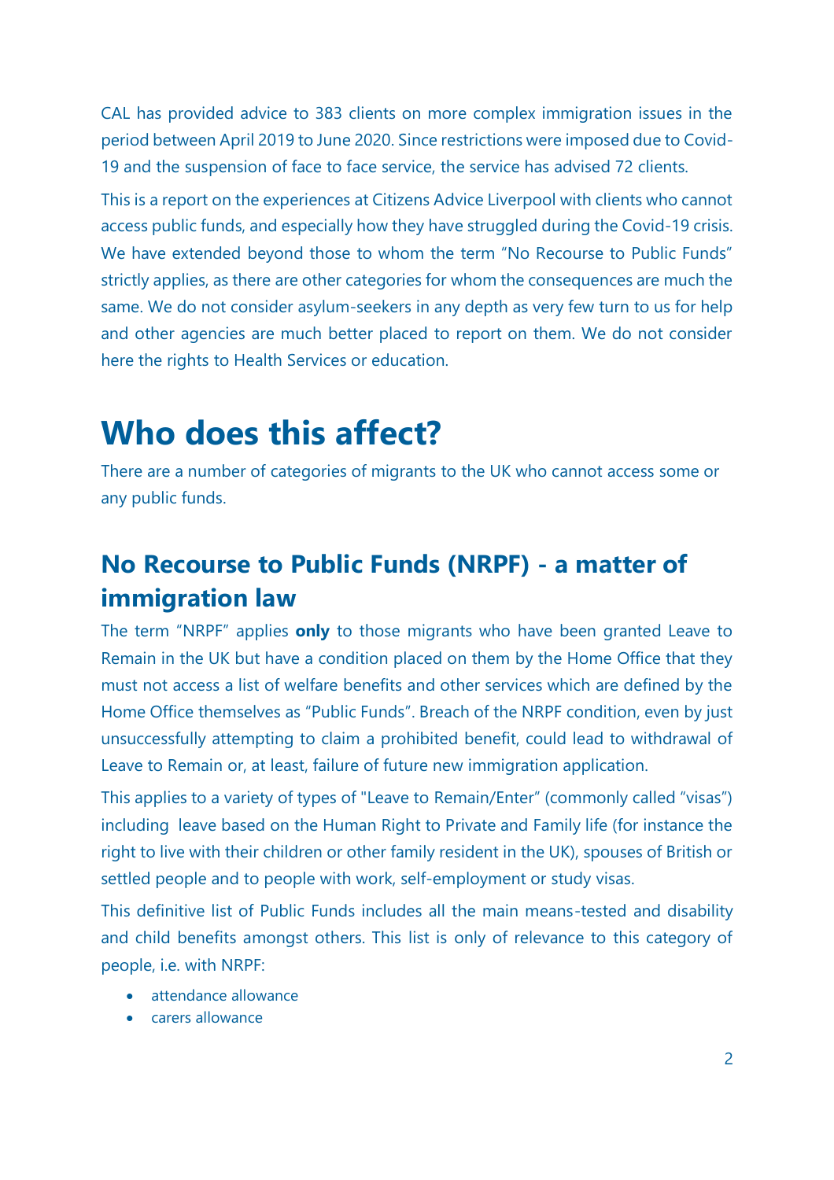CAL has provided advice to 383 clients on more complex immigration issues in the period between April 2019 to June 2020. Since restrictions were imposed due to Covid-19 and the suspension of face to face service, the service has advised 72 clients.

This is a report on the experiences at Citizens Advice Liverpool with clients who cannot access public funds, and especially how they have struggled during the Covid-19 crisis. We have extended beyond those to whom the term "No Recourse to Public Funds" strictly applies, as there are other categories for whom the consequences are much the same. We do not consider asylum-seekers in any depth as very few turn to us for help and other agencies are much better placed to report on them. We do not consider here the rights to Health Services or education.

# Who does this affect?

There are a number of categories of migrants to the UK who cannot access some or any public funds.

## No Recourse to Public Funds (NRPF) - a matter of immigration law

The term "NRPF" applies **only** to those migrants who have been granted Leave to Remain in the UK but have a condition placed on them by the Home Office that they must not access a list of welfare benefits and other services which are defined by the Home Office themselves as "Public Funds". Breach of the NRPF condition, even by just unsuccessfully attempting to claim a prohibited benefit, could lead to withdrawal of Leave to Remain or, at least, failure of future new immigration application.

This applies to a variety of types of "Leave to Remain/Enter" (commonly called "visas") including leave based on the Human Right to Private and Family life (for instance the right to live with their children or other family resident in the UK), spouses of British or settled people and to people with work, self-employment or study visas.

This definitive list of Public Funds includes all the main means-tested and disability and child benefits amongst others. This list is only of relevance to this category of people, i.e. with NRPF:

- attendance allowance
- carers allowance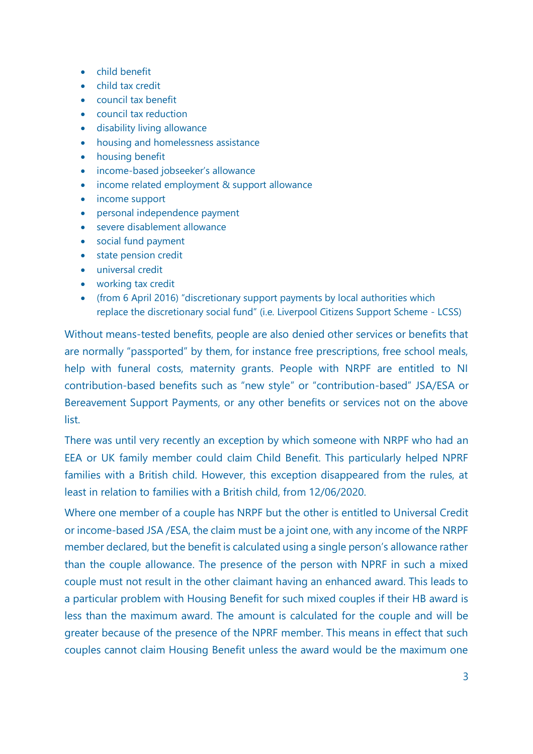- child benefit
- child tax credit
- council tax benefit
- council tax reduction
- disability living allowance
- housing and homelessness assistance
- housing benefit
- income-based jobseeker's allowance
- income related employment & support allowance
- income support
- personal independence payment
- severe disablement allowance
- social fund payment
- state pension credit
- universal credit
- working tax credit
- (from 6 April 2016) "discretionary support payments by local authorities which replace the discretionary social fund" (i.e. Liverpool Citizens Support Scheme - LCSS)

Without means-tested benefits, people are also denied other services or benefits that are normally "passported" by them, for instance free prescriptions, free school meals, help with funeral costs, maternity grants. People with NRPF are entitled to NI contribution-based benefits such as "new style" or "contribution-based" JSA/ESA or Bereavement Support Payments, or any other benefits or services not on the above list.

There was until very recently an exception by which someone with NRPF who had an EEA or UK family member could claim Child Benefit. This particularly helped NPRF families with a British child. However, this exception disappeared from the rules, at least in relation to families with a British child, from 12/06/2020.

Where one member of a couple has NRPF but the other is entitled to Universal Credit or income-based JSA /ESA, the claim must be a joint one, with any income of the NRPF member declared, but the benefit is calculated using a single person's allowance rather than the couple allowance. The presence of the person with NPRF in such a mixed couple must not result in the other claimant having an enhanced award. This leads to a particular problem with Housing Benefit for such mixed couples if their HB award is less than the maximum award. The amount is calculated for the couple and will be greater because of the presence of the NPRF member. This means in effect that such couples cannot claim Housing Benefit unless the award would be the maximum one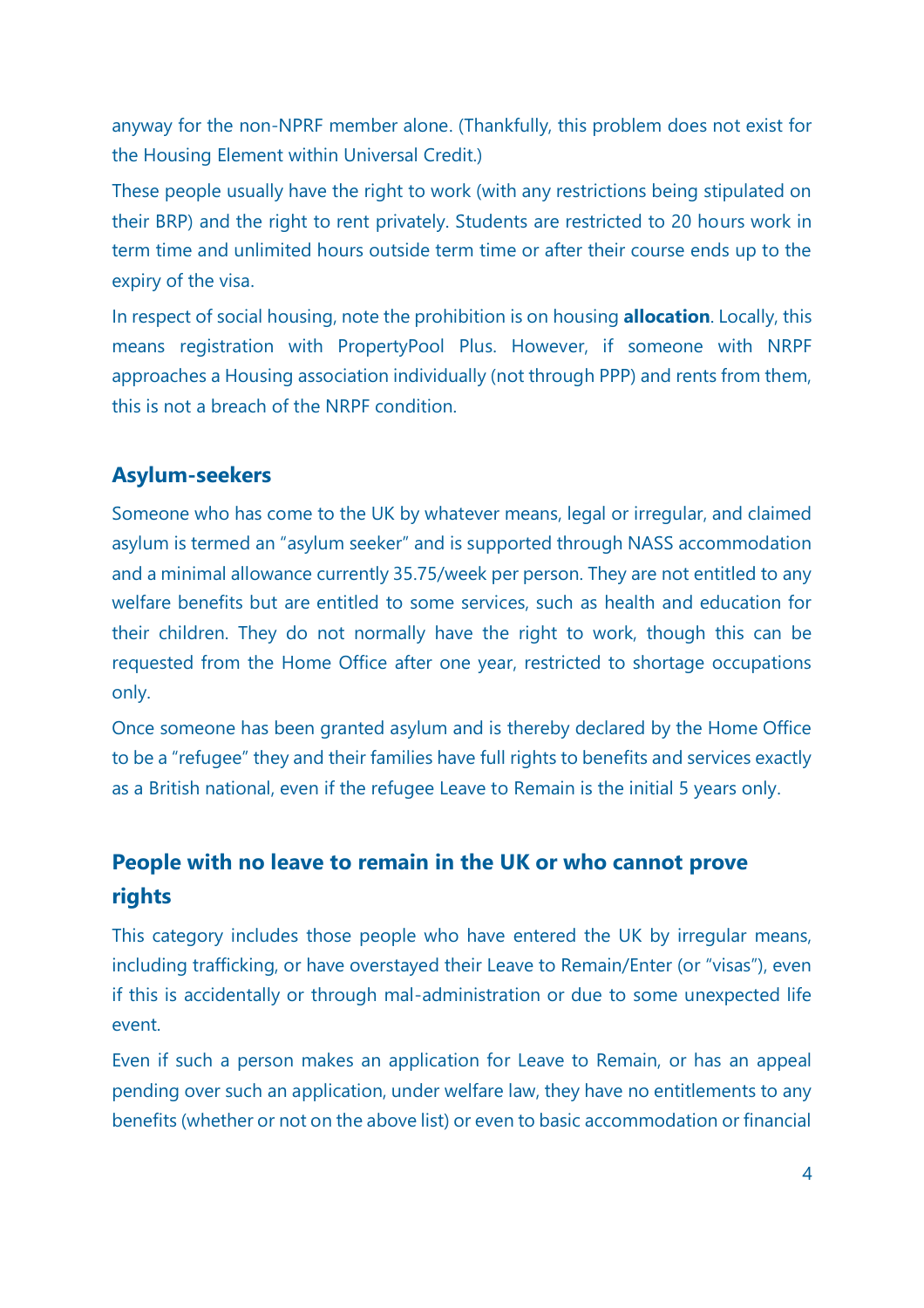anyway for the non-NPRF member alone. (Thankfully, this problem does not exist for the Housing Element within Universal Credit.)

These people usually have the right to work (with any restrictions being stipulated on their BRP) and the right to rent privately. Students are restricted to 20 hours work in term time and unlimited hours outside term time or after their course ends up to the expiry of the visa.

In respect of social housing, note the prohibition is on housing **allocation**. Locally, this means registration with PropertyPool Plus. However, if someone with NRPF approaches a Housing association individually (not through PPP) and rents from them, this is not a breach of the NRPF condition.

### Asylum-seekers

Someone who has come to the UK by whatever means, legal or irregular, and claimed asylum is termed an "asylum seeker" and is supported through NASS accommodation and a minimal allowance currently 35.75/week per person. They are not entitled to any welfare benefits but are entitled to some services, such as health and education for their children. They do not normally have the right to work, though this can be requested from the Home Office after one year, restricted to shortage occupations only.

Once someone has been granted asylum and is thereby declared by the Home Office to be a "refugee" they and their families have full rights to benefits and services exactly as a British national, even if the refugee Leave to Remain is the initial 5 years only.

## People with no leave to remain in the UK or who cannot prove rights

This category includes those people who have entered the UK by irregular means, including trafficking, or have overstayed their Leave to Remain/Enter (or "visas"), even if this is accidentally or through mal-administration or due to some unexpected life event.

Even if such a person makes an application for Leave to Remain, or has an appeal pending over such an application, under welfare law, they have no entitlements to any benefits (whether or not on the above list) or even to basic accommodation or financial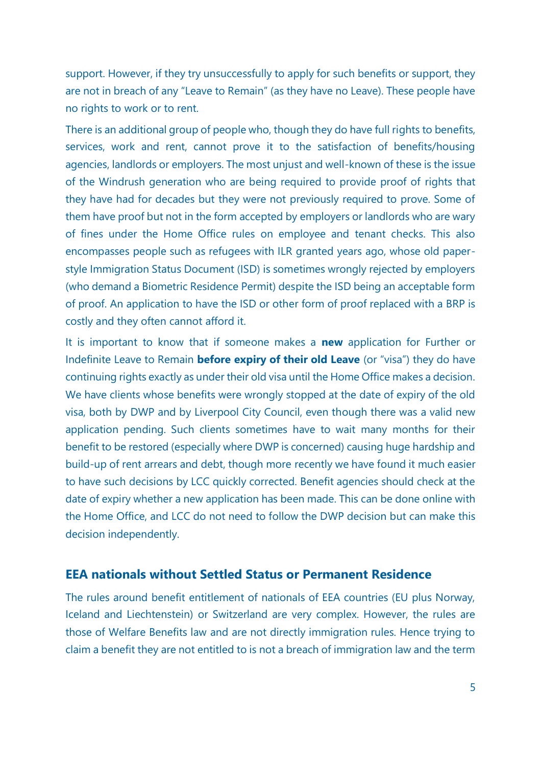support. However, if they try unsuccessfully to apply for such benefits or support, they are not in breach of any "Leave to Remain" (as they have no Leave). These people have no rights to work or to rent.

There is an additional group of people who, though they do have full rights to benefits, services, work and rent, cannot prove it to the satisfaction of benefits/housing agencies, landlords or employers. The most unjust and well-known of these is the issue of the Windrush generation who are being required to provide proof of rights that they have had for decades but they were not previously required to prove. Some of them have proof but not in the form accepted by employers or landlords who are wary of fines under the Home Office rules on employee and tenant checks. This also encompasses people such as refugees with ILR granted years ago, whose old paper-style Immigration Status Document (ISD) is sometimes wrongly rejected by employers (who demand a Biometric Residence Permit) despite the ISD being an acceptable form of proof. An application to have the ISD or other form of proof replaced with a BRP is costly and they often cannot afford it.

It is important to know that if someone makes a **new** application for Further or Indefinite Leave to Remain **before expiry of their old Leave** (or "visa") they do have continuing rights exactly as under their old visa until the Home Office makes a decision. We have clients whose benefits were wrongly stopped at the date of expiry of the old visa, both by DWP and by Liverpool City Council, even though there was a valid new application pending. Such clients sometimes have to wait many months for their benefit to be restored (especially where DWP is concerned) causing huge hardship and build-up of rent arrears and debt, though more recently we have found it much easier to have such decisions by LCC quickly corrected. Benefit agencies should check at the date of expiry whether a new application has been made. This can be done online with the Home Office, and LCC do not need to follow the DWP decision but can make this decision independently.

## EEA nationals without Settled Status or Permanent Residence

The rules around benefit entitlement of nationals of EEA countries (EU plus Norway, Iceland and Liechtenstein) or Switzerland are very complex. However, the rules are those of Welfare Benefits law and are not directly immigration rules. Hence trying to claim a benefit they are not entitled to is not a breach of immigration law and the term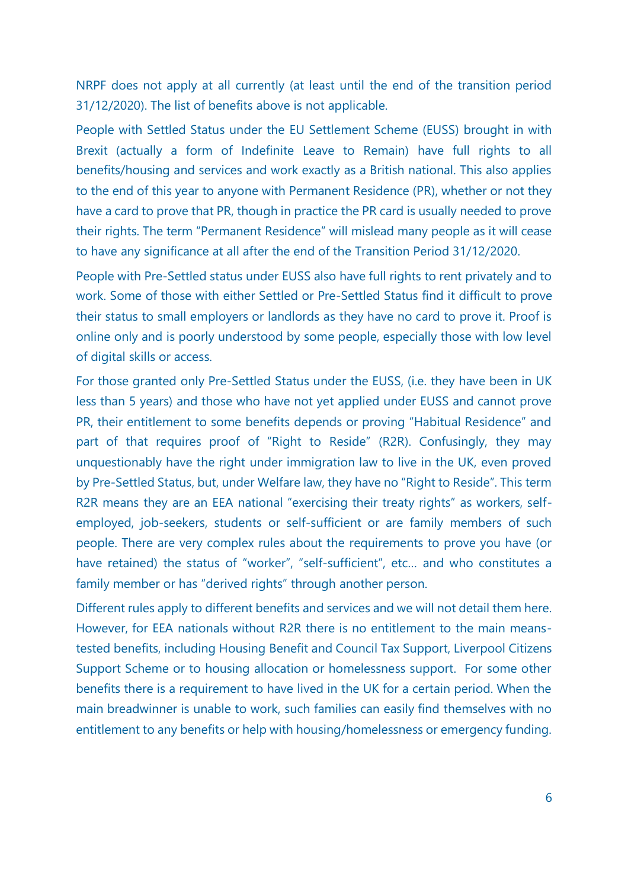NRPF does not apply at all currently (at least until the end of the transition period 31/12/2020). The list of benefits above is not applicable.

People with Settled Status under the EU Settlement Scheme (EUSS) brought in with Brexit (actually a form of Indefinite Leave to Remain) have full rights to all benefits/housing and services and work exactly as a British national. This also applies to the end of this year to anyone with Permanent Residence (PR), whether or not they have a card to prove that PR, though in practice the PR card is usually needed to prove their rights. The term "Permanent Residence" will mislead many people as it will cease to have any significance at all after the end of the Transition Period 31/12/2020.

People with Pre-Settled status under EUSS also have full rights to rent privately and to work. Some of those with either Settled or Pre-Settled Status find it difficult to prove their status to small employers or landlords as they have no card to prove it. Proof is online only and is poorly understood by some people, especially those with low level of digital skills or access.

For those granted only Pre-Settled Status under the EUSS, (i.e. they have been in UK less than 5 years) and those who have not yet applied under EUSS and cannot prove PR, their entitlement to some benefits depends or proving "Habitual Residence" and part of that requires proof of "Right to Reside" (R2R). Confusingly, they may unquestionably have the right under immigration law to live in the UK, even proved by Pre-Settled Status, but, under Welfare law, they have no "Right to Reside". This term R2R means they are an EEA national "exercising their treaty rights" as workers, self-employed, job-seekers, students or self-sufficient or are family members of such people. There are very complex rules about the requirements to prove you have (or have retained) the status of "worker", "self-sufficient", etc… and who constitutes a family member or has "derived rights" through another person.

Different rules apply to different benefits and services and we will not detail them here. However, for EEA nationals without R2R there is no entitlement to the main means-tested benefits, including Housing Benefit and Council Tax Support, Liverpool Citizens Support Scheme or to housing allocation or homelessness support. For some other benefits there is a requirement to have lived in the UK for a certain period. When the main breadwinner is unable to work, such families can easily find themselves with no entitlement to any benefits or help with housing/homelessness or emergency funding.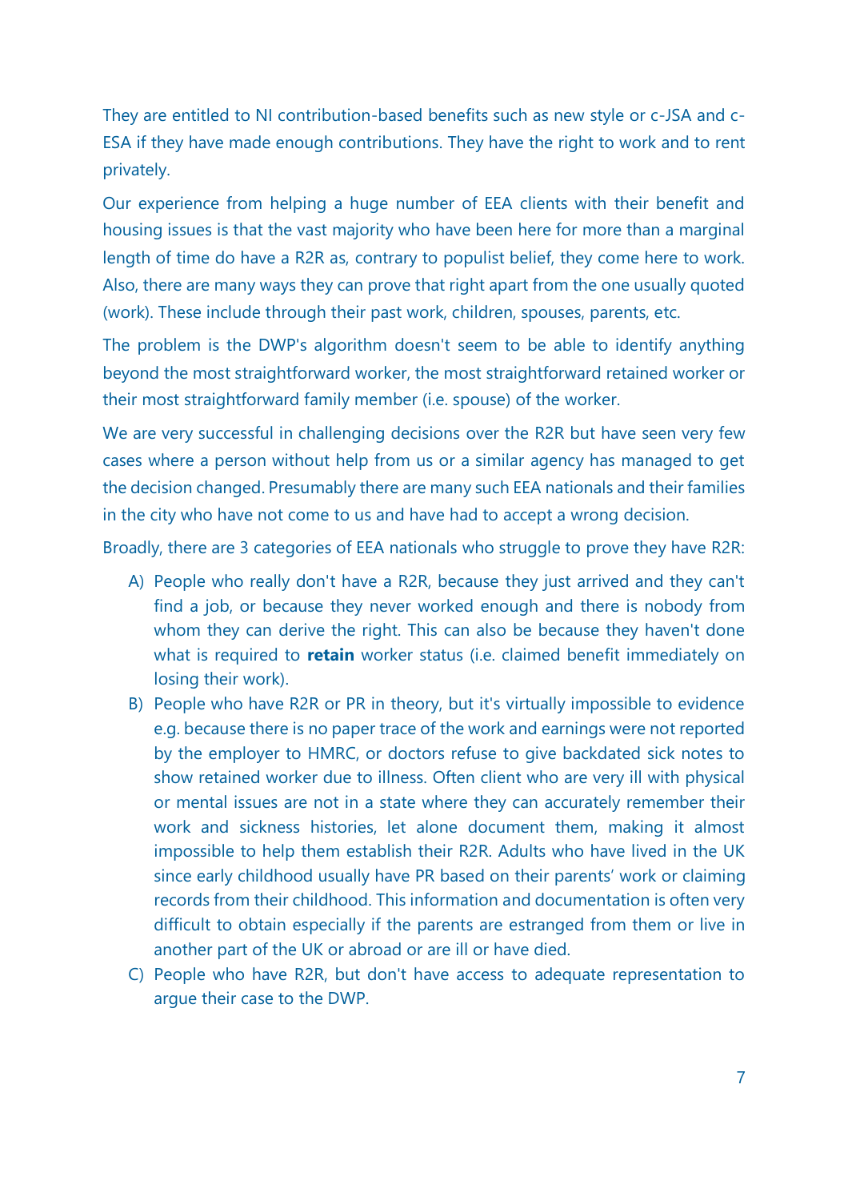They are entitled to NI contribution-based benefits such as new style or c-JSA and c-ESA if they have made enough contributions. They have the right to work and to rent privately.

Our experience from helping a huge number of EEA clients with their benefit and housing issues is that the vast majority who have been here for more than a marginal length of time do have a R2R as, contrary to populist belief, they come here to work. Also, there are many ways they can prove that right apart from the one usually quoted (work). These include through their past work, children, spouses, parents, etc.

The problem is the DWP's algorithm doesn't seem to be able to identify anything beyond the most straightforward worker, the most straightforward retained worker or their most straightforward family member (i.e. spouse) of the worker.

We are very successful in challenging decisions over the R2R but have seen very few cases where a person without help from us or a similar agency has managed to get the decision changed. Presumably there are many such EEA nationals and their families in the city who have not come to us and have had to accept a wrong decision.

Broadly, there are 3 categories of EEA nationals who struggle to prove they have R2R:

A) People who really don't have a R2R, because they just arrived and they can't find a job, or because they never worked enough and there is nobody from whom they can derive the right. This can also be because they haven't done what is required to **retain** worker status (i.e. claimed benefit immediately on losing their work).
B) People who have R2R or PR in theory, but it's virtually impossible to evidence e.g. because there is no paper trace of the work and earnings were not reported by the employer to HMRC, or doctors refuse to give backdated sick notes to show retained worker due to illness. Often client who are very ill with physical or mental issues are not in a state where they can accurately remember their work and sickness histories, let alone document them, making it almost impossible to help them establish their R2R. Adults who have lived in the UK since early childhood usually have PR based on their parents' work or claiming records from their childhood. This information and documentation is often very difficult to obtain especially if the parents are estranged from them or live in another part of the UK or abroad or are ill or have died.
C) People who have R2R, but don't have access to adequate representation to argue their case to the DWP.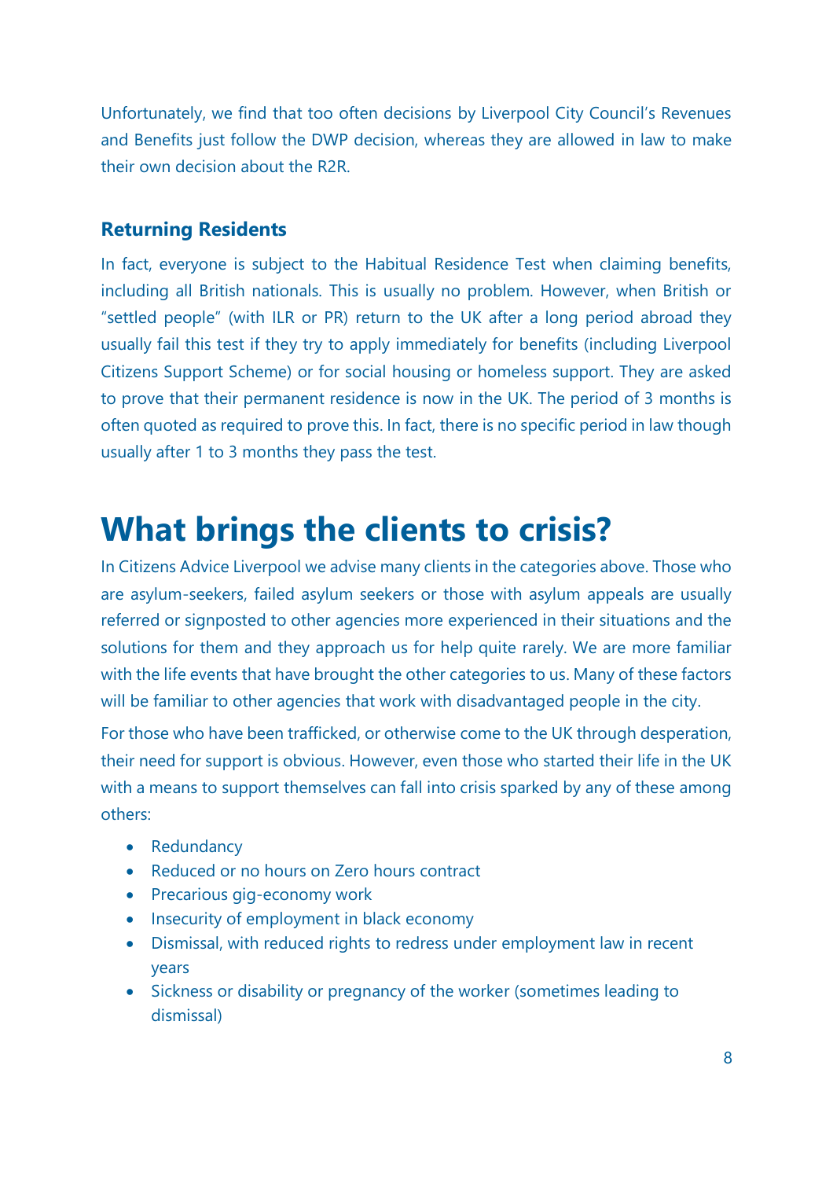Unfortunately, we find that too often decisions by Liverpool City Council's Revenues and Benefits just follow the DWP decision, whereas they are allowed in law to make their own decision about the R2R.

### Returning Residents

In fact, everyone is subject to the Habitual Residence Test when claiming benefits, including all British nationals. This is usually no problem. However, when British or "settled people" (with ILR or PR) return to the UK after a long period abroad they usually fail this test if they try to apply immediately for benefits (including Liverpool Citizens Support Scheme) or for social housing or homeless support. They are asked to prove that their permanent residence is now in the UK. The period of 3 months is often quoted as required to prove this. In fact, there is no specific period in law though usually after 1 to 3 months they pass the test.

# What brings the clients to crisis?

In Citizens Advice Liverpool we advise many clients in the categories above. Those who are asylum-seekers, failed asylum seekers or those with asylum appeals are usually referred or signposted to other agencies more experienced in their situations and the solutions for them and they approach us for help quite rarely. We are more familiar with the life events that have brought the other categories to us. Many of these factors will be familiar to other agencies that work with disadvantaged people in the city.

For those who have been trafficked, or otherwise come to the UK through desperation, their need for support is obvious. However, even those who started their life in the UK with a means to support themselves can fall into crisis sparked by any of these among others:

- Redundancy
- Reduced or no hours on Zero hours contract
- Precarious gig-economy work
- Insecurity of employment in black economy
- Dismissal, with reduced rights to redress under employment law in recent years
- Sickness or disability or pregnancy of the worker (sometimes leading to dismissal)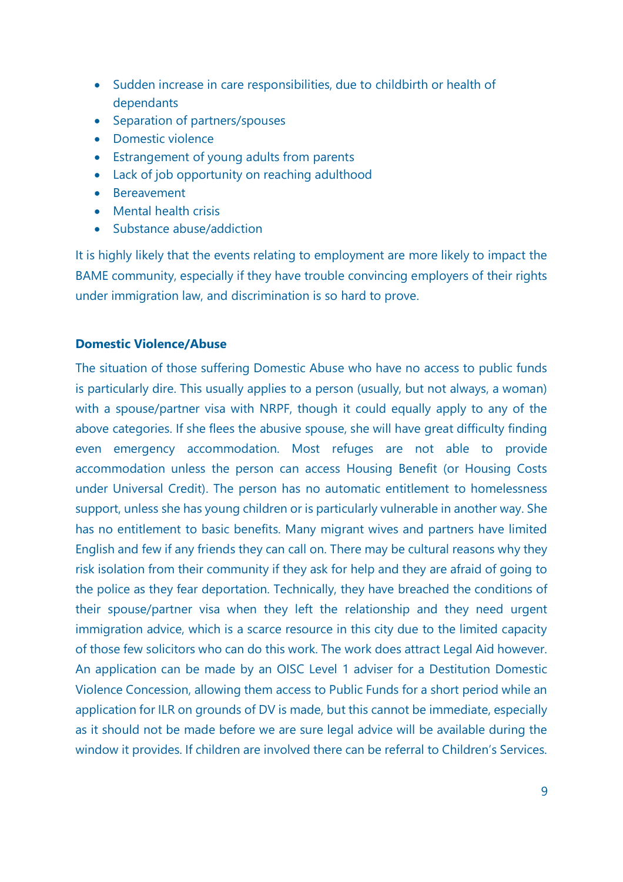- Sudden increase in care responsibilities, due to childbirth or health of dependants
- Separation of partners/spouses
- Domestic violence
- Estrangement of young adults from parents
- Lack of job opportunity on reaching adulthood
- Bereavement
- Mental health crisis
- Substance abuse/addiction

It is highly likely that the events relating to employment are more likely to impact the BAME community, especially if they have trouble convincing employers of their rights under immigration law, and discrimination is so hard to prove.

**Domestic Violence/Abuse**

The situation of those suffering Domestic Abuse who have no access to public funds is particularly dire. This usually applies to a person (usually, but not always, a woman) with a spouse/partner visa with NRPF, though it could equally apply to any of the above categories. If she flees the abusive spouse, she will have great difficulty finding even emergency accommodation. Most refuges are not able to provide accommodation unless the person can access Housing Benefit (or Housing Costs under Universal Credit). The person has no automatic entitlement to homelessness support, unless she has young children or is particularly vulnerable in another way. She has no entitlement to basic benefits. Many migrant wives and partners have limited English and few if any friends they can call on. There may be cultural reasons why they risk isolation from their community if they ask for help and they are afraid of going to the police as they fear deportation. Technically, they have breached the conditions of their spouse/partner visa when they left the relationship and they need urgent immigration advice, which is a scarce resource in this city due to the limited capacity of those few solicitors who can do this work. The work does attract Legal Aid however. An application can be made by an OISC Level 1 adviser for a Destitution Domestic Violence Concession, allowing them access to Public Funds for a short period while an application for ILR on grounds of DV is made, but this cannot be immediate, especially as it should not be made before we are sure legal advice will be available during the window it provides. If children are involved there can be referral to Children's Services.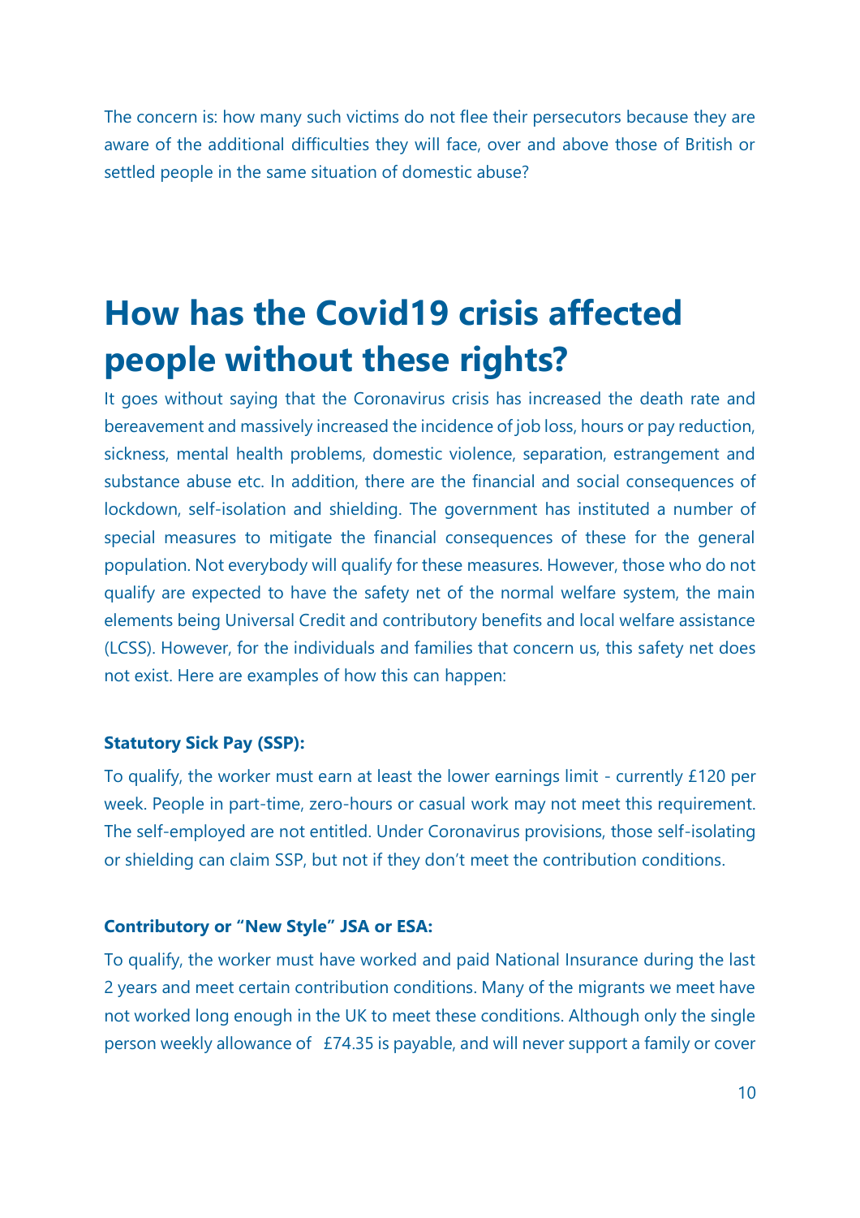The concern is: how many such victims do not flee their persecutors because they are aware of the additional difficulties they will face, over and above those of British or settled people in the same situation of domestic abuse?

# How has the Covid19 crisis affected people without these rights?

It goes without saying that the Coronavirus crisis has increased the death rate and bereavement and massively increased the incidence of job loss, hours or pay reduction, sickness, mental health problems, domestic violence, separation, estrangement and substance abuse etc. In addition, there are the financial and social consequences of lockdown, self-isolation and shielding. The government has instituted a number of special measures to mitigate the financial consequences of these for the general population. Not everybody will qualify for these measures. However, those who do not qualify are expected to have the safety net of the normal welfare system, the main elements being Universal Credit and contributory benefits and local welfare assistance (LCSS). However, for the individuals and families that concern us, this safety net does not exist. Here are examples of how this can happen:

**Statutory Sick Pay (SSP):**

To qualify, the worker must earn at least the lower earnings limit - currently £120 per week. People in part-time, zero-hours or casual work may not meet this requirement. The self-employed are not entitled. Under Coronavirus provisions, those self-isolating or shielding can claim SSP, but not if they don't meet the contribution conditions.

**Contributory or "New Style" JSA or ESA:**

To qualify, the worker must have worked and paid National Insurance during the last 2 years and meet certain contribution conditions. Many of the migrants we meet have not worked long enough in the UK to meet these conditions. Although only the single person weekly allowance of £74.35 is payable, and will never support a family or cover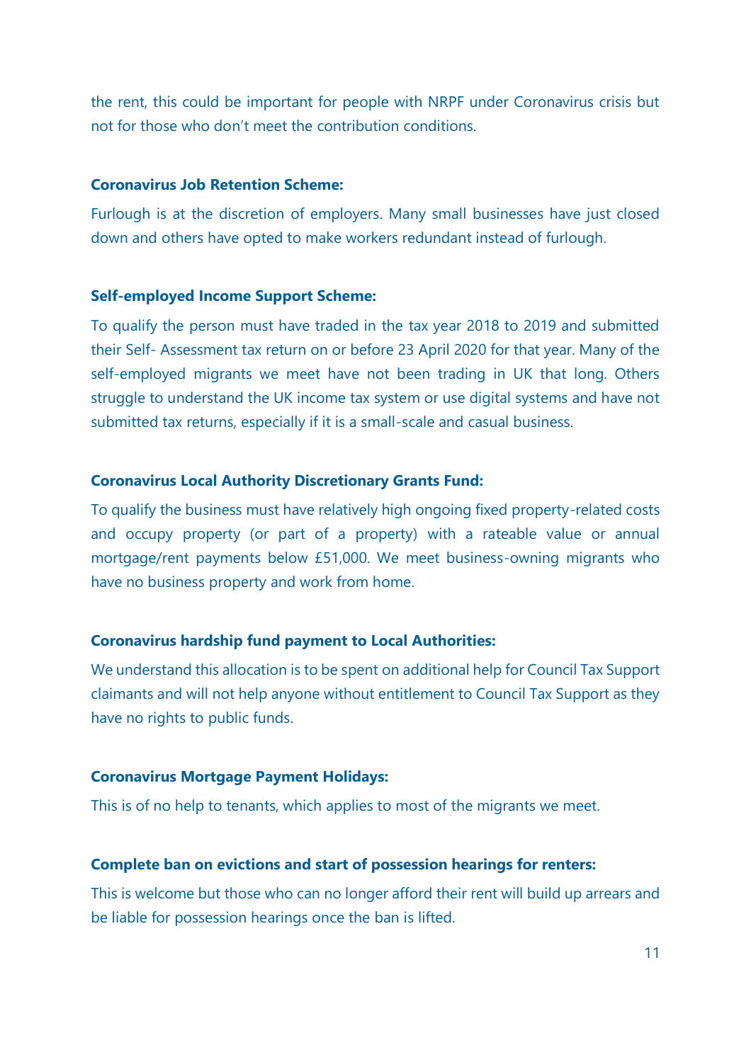the rent, this could be important for people with NRPF under Coronavirus crisis but not for those who don't meet the contribution conditions.

**Coronavirus Job Retention Scheme:**

Furlough is at the discretion of employers. Many small businesses have just closed down and others have opted to make workers redundant instead of furlough.

**Self-employed Income Support Scheme:**

To qualify the person must have traded in the tax year 2018 to 2019 and submitted their Self- Assessment tax return on or before 23 April 2020 for that year. Many of the self-employed migrants we meet have not been trading in UK that long. Others struggle to understand the UK income tax system or use digital systems and have not submitted tax returns, especially if it is a small-scale and casual business.

**Coronavirus Local Authority Discretionary Grants Fund:**

To qualify the business must have relatively high ongoing fixed property-related costs and occupy property (or part of a property) with a rateable value or annual mortgage/rent payments below £51,000. We meet business-owning migrants who have no business property and work from home.

**Coronavirus hardship fund payment to Local Authorities:**

We understand this allocation is to be spent on additional help for Council Tax Support claimants and will not help anyone without entitlement to Council Tax Support as they have no rights to public funds.

**Coronavirus Mortgage Payment Holidays:**

This is of no help to tenants, which applies to most of the migrants we meet.

**Complete ban on evictions and start of possession hearings for renters:**

This is welcome but those who can no longer afford their rent will build up arrears and be liable for possession hearings once the ban is lifted.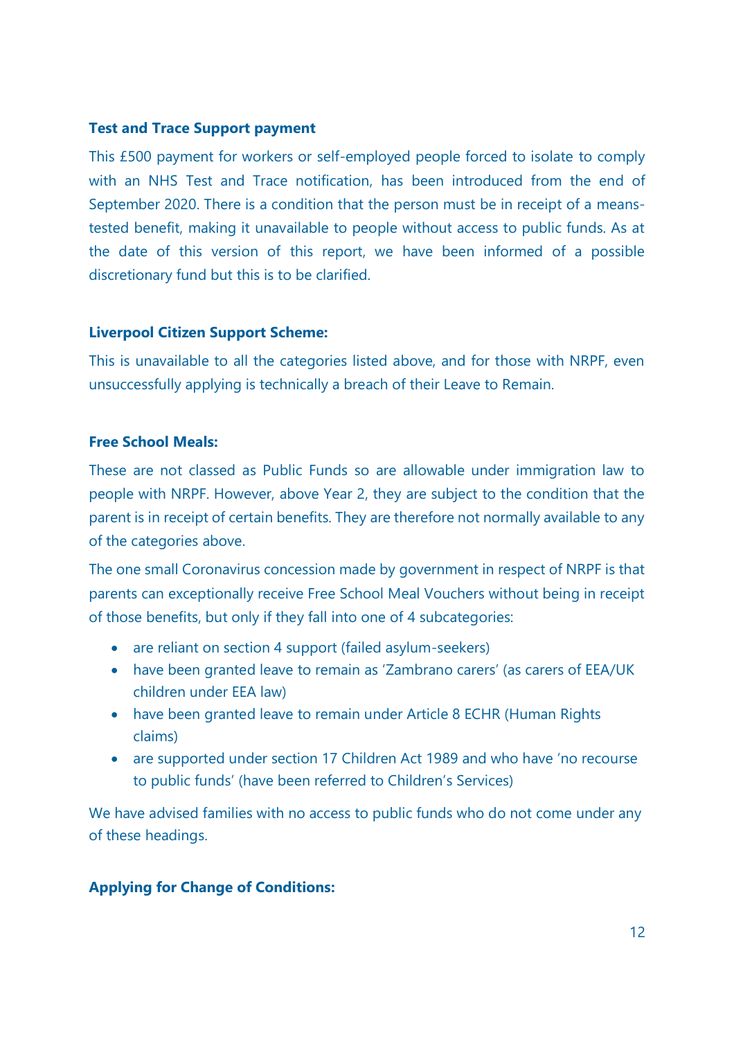### Test and Trace Support payment

This £500 payment for workers or self-employed people forced to isolate to comply with an NHS Test and Trace notification, has been introduced from the end of September 2020. There is a condition that the person must be in receipt of a means-tested benefit, making it unavailable to people without access to public funds. As at the date of this version of this report, we have been informed of a possible discretionary fund but this is to be clarified.

### Liverpool Citizen Support Scheme:

This is unavailable to all the categories listed above, and for those with NRPF, even unsuccessfully applying is technically a breach of their Leave to Remain.

### Free School Meals:

These are not classed as Public Funds so are allowable under immigration law to people with NRPF. However, above Year 2, they are subject to the condition that the parent is in receipt of certain benefits. They are therefore not normally available to any of the categories above.

The one small Coronavirus concession made by government in respect of NRPF is that parents can exceptionally receive Free School Meal Vouchers without being in receipt of those benefits, but only if they fall into one of 4 subcategories:

- are reliant on section 4 support (failed asylum-seekers)
- have been granted leave to remain as 'Zambrano carers' (as carers of EEA/UK children under EEA law)
- have been granted leave to remain under Article 8 ECHR (Human Rights claims)
- are supported under section 17 Children Act 1989 and who have 'no recourse to public funds' (have been referred to Children's Services)

We have advised families with no access to public funds who do not come under any of these headings.

### Applying for Change of Conditions: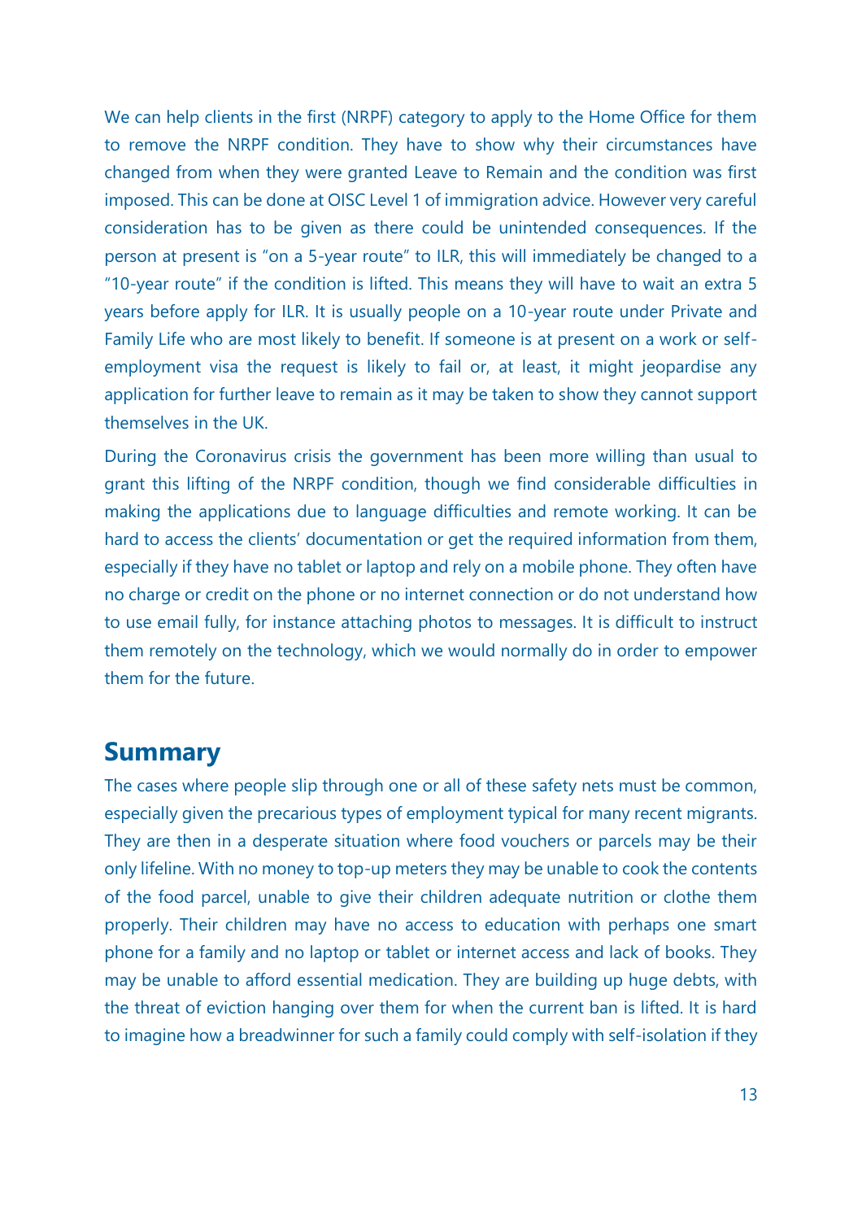We can help clients in the first (NRPF) category to apply to the Home Office for them to remove the NRPF condition. They have to show why their circumstances have changed from when they were granted Leave to Remain and the condition was first imposed. This can be done at OISC Level 1 of immigration advice. However very careful consideration has to be given as there could be unintended consequences. If the person at present is "on a 5-year route" to ILR, this will immediately be changed to a "10-year route" if the condition is lifted. This means they will have to wait an extra 5 years before apply for ILR. It is usually people on a 10-year route under Private and Family Life who are most likely to benefit. If someone is at present on a work or self-employment visa the request is likely to fail or, at least, it might jeopardise any application for further leave to remain as it may be taken to show they cannot support themselves in the UK.

During the Coronavirus crisis the government has been more willing than usual to grant this lifting of the NRPF condition, though we find considerable difficulties in making the applications due to language difficulties and remote working. It can be hard to access the clients' documentation or get the required information from them, especially if they have no tablet or laptop and rely on a mobile phone. They often have no charge or credit on the phone or no internet connection or do not understand how to use email fully, for instance attaching photos to messages. It is difficult to instruct them remotely on the technology, which we would normally do in order to empower them for the future.

## Summary

The cases where people slip through one or all of these safety nets must be common, especially given the precarious types of employment typical for many recent migrants. They are then in a desperate situation where food vouchers or parcels may be their only lifeline. With no money to top-up meters they may be unable to cook the contents of the food parcel, unable to give their children adequate nutrition or clothe them properly. Their children may have no access to education with perhaps one smart phone for a family and no laptop or tablet or internet access and lack of books. They may be unable to afford essential medication. They are building up huge debts, with the threat of eviction hanging over them for when the current ban is lifted. It is hard to imagine how a breadwinner for such a family could comply with self-isolation if they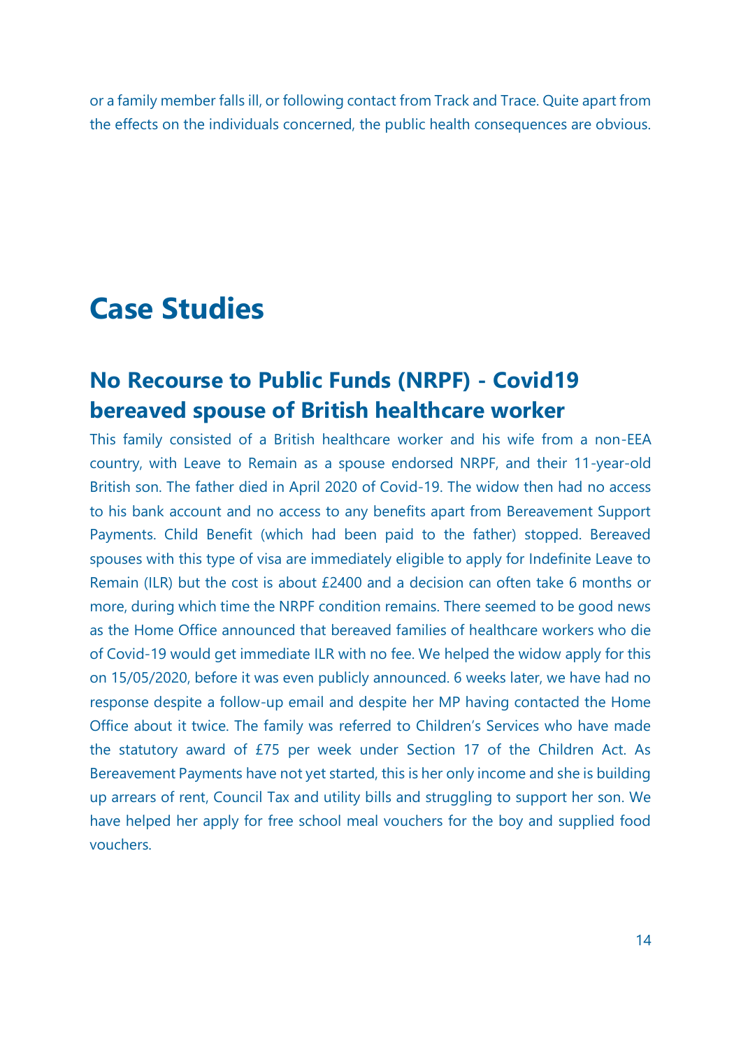or a family member falls ill, or following contact from Track and Trace. Quite apart from the effects on the individuals concerned, the public health consequences are obvious.

# Case Studies

## No Recourse to Public Funds (NRPF) - Covid19 bereaved spouse of British healthcare worker

This family consisted of a British healthcare worker and his wife from a non-EEA country, with Leave to Remain as a spouse endorsed NRPF, and their 11-year-old British son. The father died in April 2020 of Covid-19. The widow then had no access to his bank account and no access to any benefits apart from Bereavement Support Payments. Child Benefit (which had been paid to the father) stopped. Bereaved spouses with this type of visa are immediately eligible to apply for Indefinite Leave to Remain (ILR) but the cost is about £2400 and a decision can often take 6 months or more, during which time the NRPF condition remains. There seemed to be good news as the Home Office announced that bereaved families of healthcare workers who die of Covid-19 would get immediate ILR with no fee. We helped the widow apply for this on 15/05/2020, before it was even publicly announced. 6 weeks later, we have had no response despite a follow-up email and despite her MP having contacted the Home Office about it twice. The family was referred to Children's Services who have made the statutory award of £75 per week under Section 17 of the Children Act. As Bereavement Payments have not yet started, this is her only income and she is building up arrears of rent, Council Tax and utility bills and struggling to support her son. We have helped her apply for free school meal vouchers for the boy and supplied food vouchers.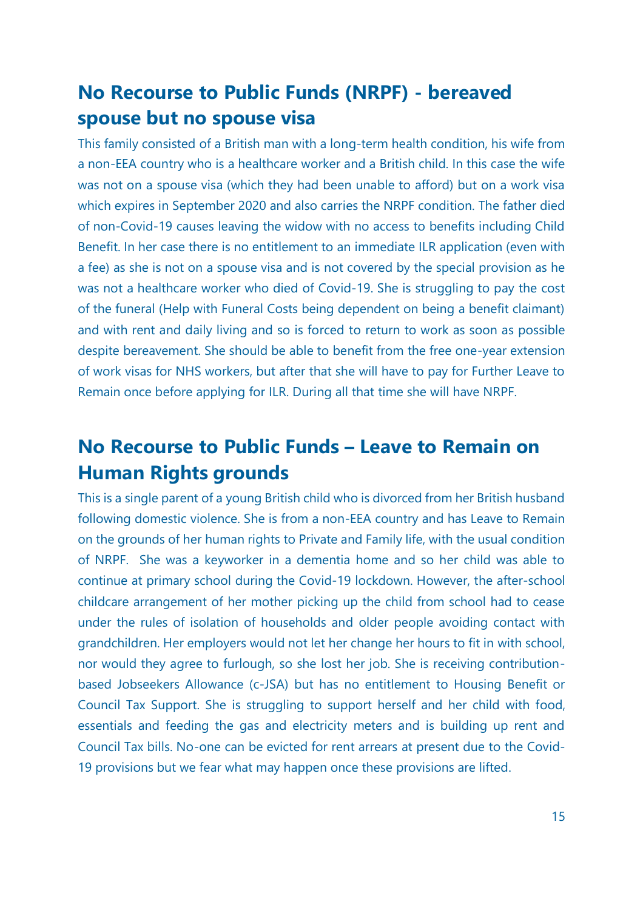## No Recourse to Public Funds (NRPF) - bereaved spouse but no spouse visa

This family consisted of a British man with a long-term health condition, his wife from a non-EEA country who is a healthcare worker and a British child. In this case the wife was not on a spouse visa (which they had been unable to afford) but on a work visa which expires in September 2020 and also carries the NRPF condition. The father died of non-Covid-19 causes leaving the widow with no access to benefits including Child Benefit. In her case there is no entitlement to an immediate ILR application (even with a fee) as she is not on a spouse visa and is not covered by the special provision as he was not a healthcare worker who died of Covid-19. She is struggling to pay the cost of the funeral (Help with Funeral Costs being dependent on being a benefit claimant) and with rent and daily living and so is forced to return to work as soon as possible despite bereavement. She should be able to benefit from the free one-year extension of work visas for NHS workers, but after that she will have to pay for Further Leave to Remain once before applying for ILR. During all that time she will have NRPF.

## No Recourse to Public Funds – Leave to Remain on Human Rights grounds

This is a single parent of a young British child who is divorced from her British husband following domestic violence. She is from a non-EEA country and has Leave to Remain on the grounds of her human rights to Private and Family life, with the usual condition of NRPF. She was a keyworker in a dementia home and so her child was able to continue at primary school during the Covid-19 lockdown. However, the after-school childcare arrangement of her mother picking up the child from school had to cease under the rules of isolation of households and older people avoiding contact with grandchildren. Her employers would not let her change her hours to fit in with school, nor would they agree to furlough, so she lost her job. She is receiving contribution-based Jobseekers Allowance (c-JSA) but has no entitlement to Housing Benefit or Council Tax Support. She is struggling to support herself and her child with food, essentials and feeding the gas and electricity meters and is building up rent and Council Tax bills. No-one can be evicted for rent arrears at present due to the Covid-19 provisions but we fear what may happen once these provisions are lifted.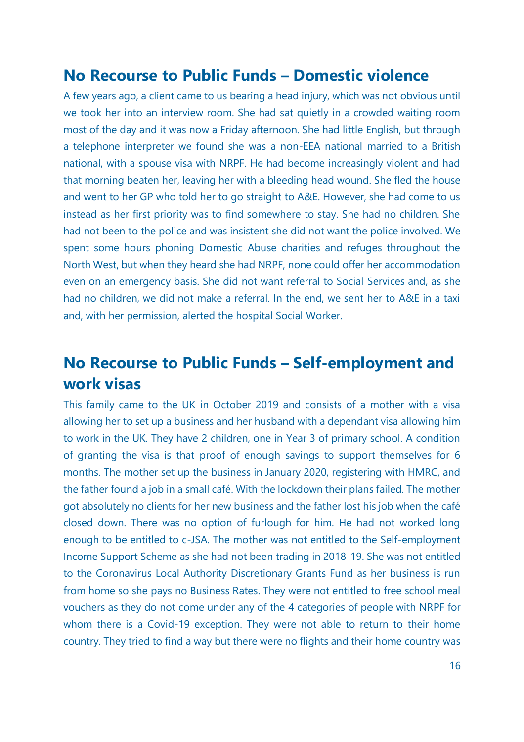## No Recourse to Public Funds – Domestic violence

A few years ago, a client came to us bearing a head injury, which was not obvious until we took her into an interview room. She had sat quietly in a crowded waiting room most of the day and it was now a Friday afternoon. She had little English, but through a telephone interpreter we found she was a non-EEA national married to a British national, with a spouse visa with NRPF. He had become increasingly violent and had that morning beaten her, leaving her with a bleeding head wound. She fled the house and went to her GP who told her to go straight to A&E. However, she had come to us instead as her first priority was to find somewhere to stay. She had no children. She had not been to the police and was insistent she did not want the police involved. We spent some hours phoning Domestic Abuse charities and refuges throughout the North West, but when they heard she had NRPF, none could offer her accommodation even on an emergency basis. She did not want referral to Social Services and, as she had no children, we did not make a referral. In the end, we sent her to A&E in a taxi and, with her permission, alerted the hospital Social Worker.

## No Recourse to Public Funds – Self-employment and work visas

This family came to the UK in October 2019 and consists of a mother with a visa allowing her to set up a business and her husband with a dependant visa allowing him to work in the UK. They have 2 children, one in Year 3 of primary school. A condition of granting the visa is that proof of enough savings to support themselves for 6 months. The mother set up the business in January 2020, registering with HMRC, and the father found a job in a small café. With the lockdown their plans failed. The mother got absolutely no clients for her new business and the father lost his job when the café closed down. There was no option of furlough for him. He had not worked long enough to be entitled to c-JSA. The mother was not entitled to the Self-employment Income Support Scheme as she had not been trading in 2018-19. She was not entitled to the Coronavirus Local Authority Discretionary Grants Fund as her business is run from home so she pays no Business Rates. They were not entitled to free school meal vouchers as they do not come under any of the 4 categories of people with NRPF for whom there is a Covid-19 exception. They were not able to return to their home country. They tried to find a way but there were no flights and their home country was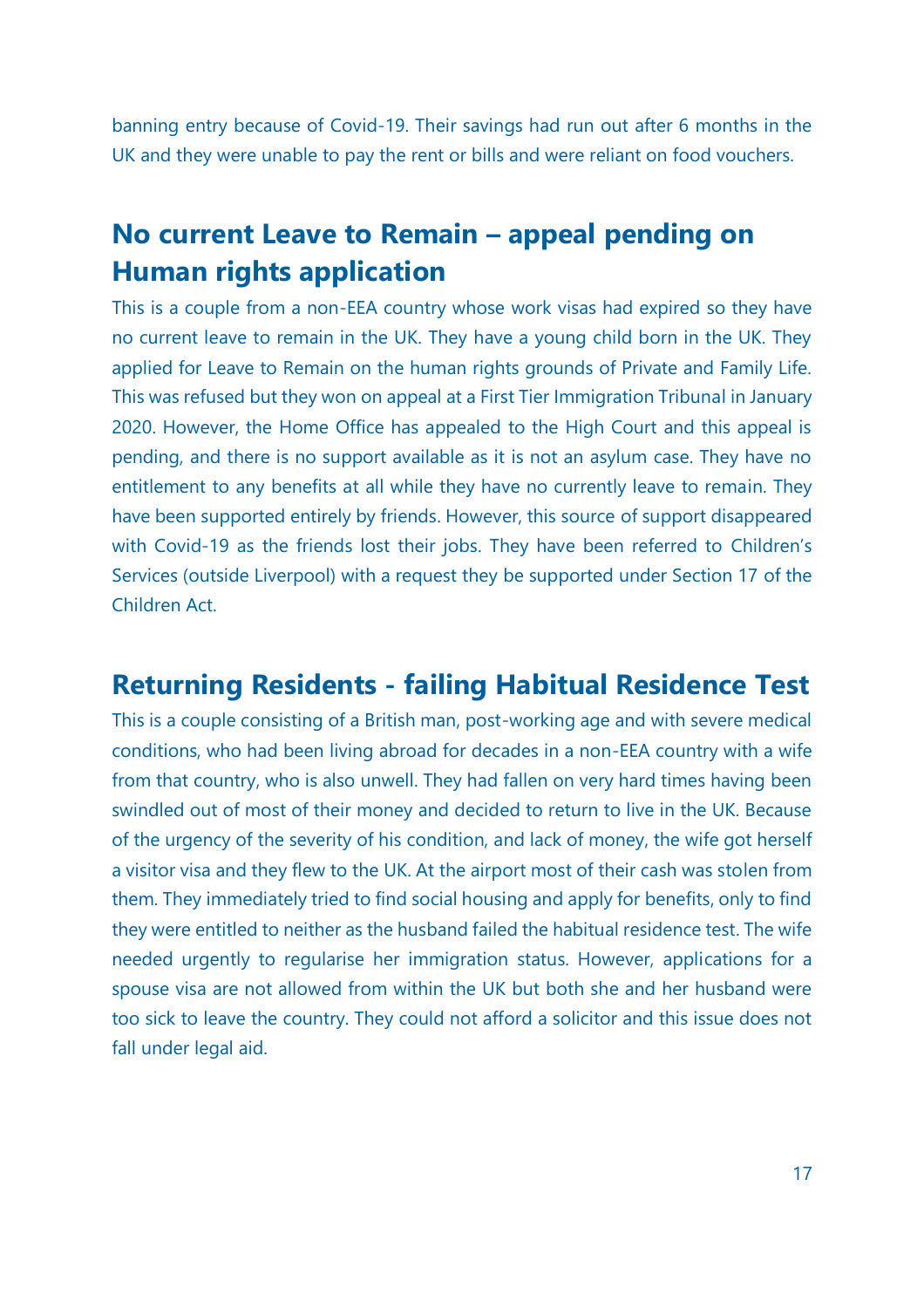banning entry because of Covid-19. Their savings had run out after 6 months in the UK and they were unable to pay the rent or bills and were reliant on food vouchers.

## No current Leave to Remain – appeal pending on Human rights application

This is a couple from a non-EEA country whose work visas had expired so they have no current leave to remain in the UK. They have a young child born in the UK. They applied for Leave to Remain on the human rights grounds of Private and Family Life. This was refused but they won on appeal at a First Tier Immigration Tribunal in January 2020. However, the Home Office has appealed to the High Court and this appeal is pending, and there is no support available as it is not an asylum case. They have no entitlement to any benefits at all while they have no currently leave to remain. They have been supported entirely by friends. However, this source of support disappeared with Covid-19 as the friends lost their jobs. They have been referred to Children's Services (outside Liverpool) with a request they be supported under Section 17 of the Children Act.

## Returning Residents - failing Habitual Residence Test

This is a couple consisting of a British man, post-working age and with severe medical conditions, who had been living abroad for decades in a non-EEA country with a wife from that country, who is also unwell. They had fallen on very hard times having been swindled out of most of their money and decided to return to live in the UK. Because of the urgency of the severity of his condition, and lack of money, the wife got herself a visitor visa and they flew to the UK. At the airport most of their cash was stolen from them. They immediately tried to find social housing and apply for benefits, only to find they were entitled to neither as the husband failed the habitual residence test. The wife needed urgently to regularise her immigration status. However, applications for a spouse visa are not allowed from within the UK but both she and her husband were too sick to leave the country. They could not afford a solicitor and this issue does not fall under legal aid.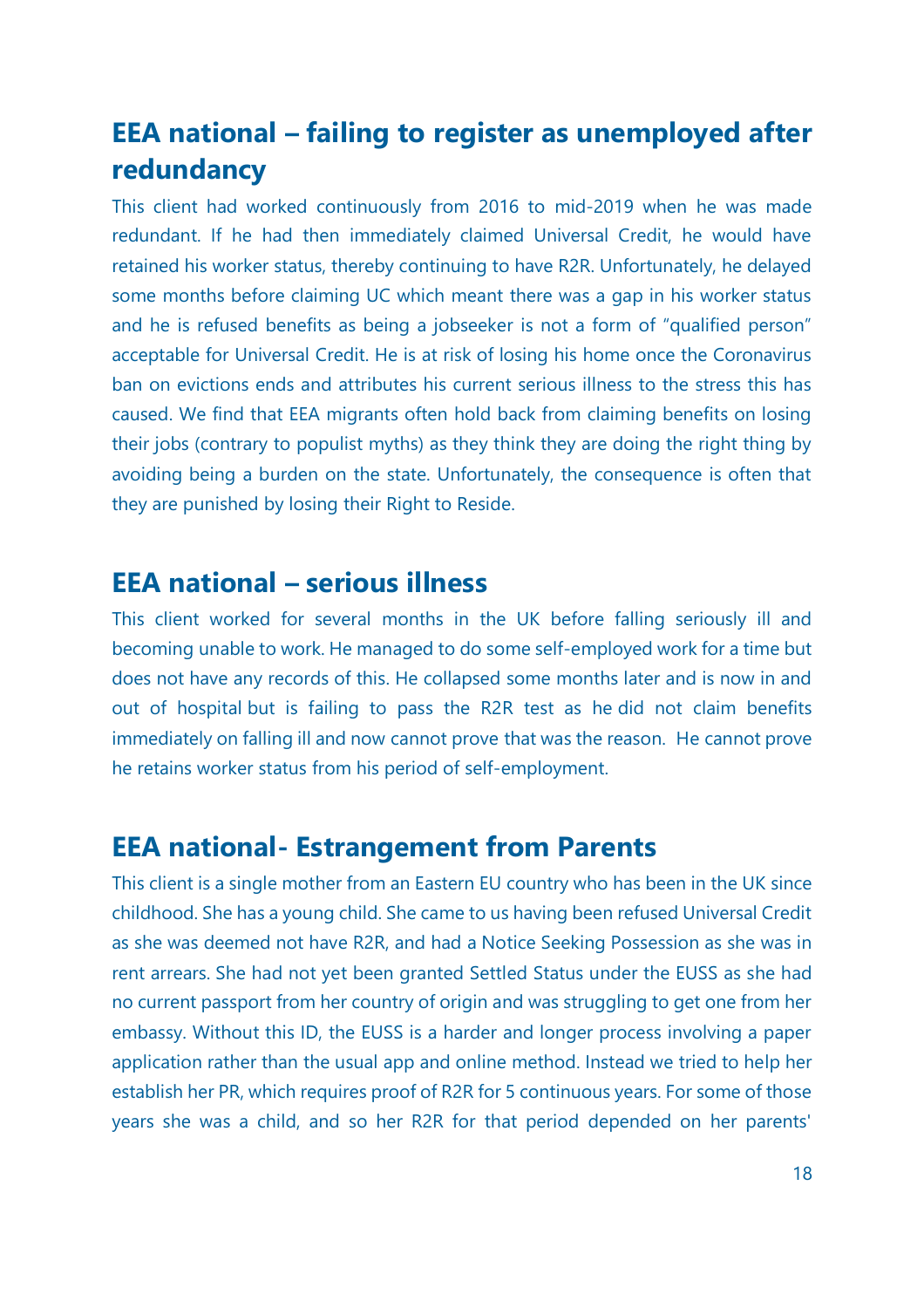## EEA national – failing to register as unemployed after redundancy

This client had worked continuously from 2016 to mid-2019 when he was made redundant. If he had then immediately claimed Universal Credit, he would have retained his worker status, thereby continuing to have R2R. Unfortunately, he delayed some months before claiming UC which meant there was a gap in his worker status and he is refused benefits as being a jobseeker is not a form of "qualified person" acceptable for Universal Credit. He is at risk of losing his home once the Coronavirus ban on evictions ends and attributes his current serious illness to the stress this has caused. We find that EEA migrants often hold back from claiming benefits on losing their jobs (contrary to populist myths) as they think they are doing the right thing by avoiding being a burden on the state. Unfortunately, the consequence is often that they are punished by losing their Right to Reside.

## EEA national – serious illness

This client worked for several months in the UK before falling seriously ill and becoming unable to work. He managed to do some self-employed work for a time but does not have any records of this. He collapsed some months later and is now in and out of hospital but is failing to pass the R2R test as he did not claim benefits immediately on falling ill and now cannot prove that was the reason. He cannot prove he retains worker status from his period of self-employment.

## EEA national- Estrangement from Parents

This client is a single mother from an Eastern EU country who has been in the UK since childhood. She has a young child. She came to us having been refused Universal Credit as she was deemed not have R2R, and had a Notice Seeking Possession as she was in rent arrears. She had not yet been granted Settled Status under the EUSS as she had no current passport from her country of origin and was struggling to get one from her embassy. Without this ID, the EUSS is a harder and longer process involving a paper application rather than the usual app and online method. Instead we tried to help her establish her PR, which requires proof of R2R for 5 continuous years. For some of those years she was a child, and so her R2R for that period depended on her parents'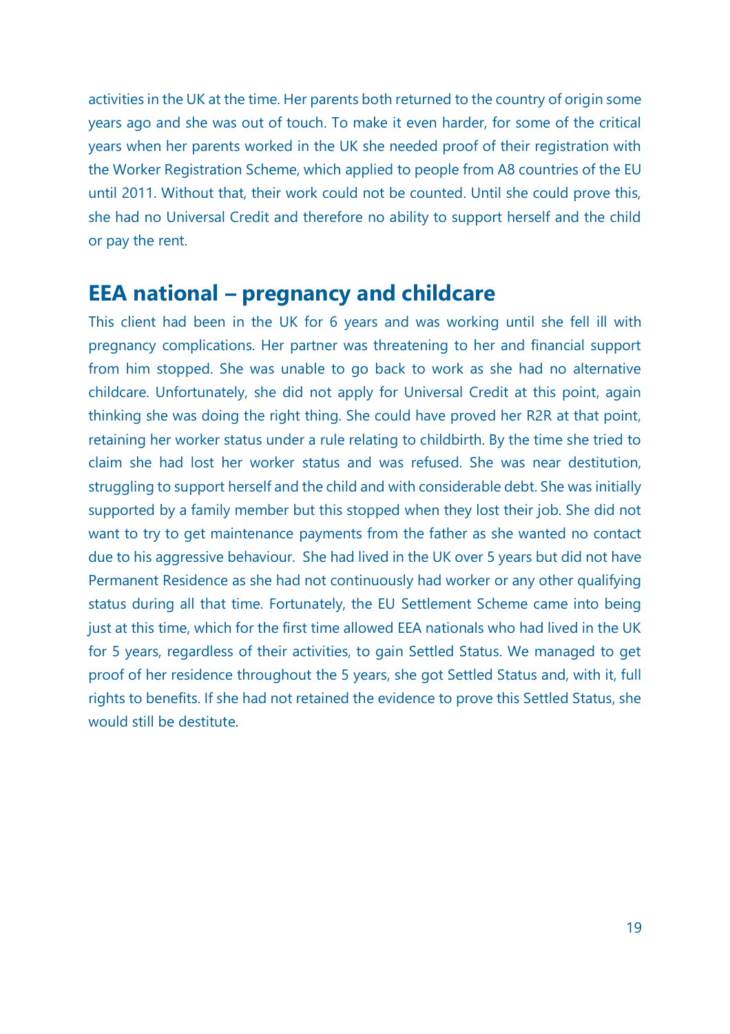activities in the UK at the time. Her parents both returned to the country of origin some years ago and she was out of touch. To make it even harder, for some of the critical years when her parents worked in the UK she needed proof of their registration with the Worker Registration Scheme, which applied to people from A8 countries of the EU until 2011. Without that, their work could not be counted. Until she could prove this, she had no Universal Credit and therefore no ability to support herself and the child or pay the rent.

## EEA national – pregnancy and childcare

This client had been in the UK for 6 years and was working until she fell ill with pregnancy complications. Her partner was threatening to her and financial support from him stopped. She was unable to go back to work as she had no alternative childcare. Unfortunately, she did not apply for Universal Credit at this point, again thinking she was doing the right thing. She could have proved her R2R at that point, retaining her worker status under a rule relating to childbirth. By the time she tried to claim she had lost her worker status and was refused. She was near destitution, struggling to support herself and the child and with considerable debt. She was initially supported by a family member but this stopped when they lost their job. She did not want to try to get maintenance payments from the father as she wanted no contact due to his aggressive behaviour. She had lived in the UK over 5 years but did not have Permanent Residence as she had not continuously had worker or any other qualifying status during all that time. Fortunately, the EU Settlement Scheme came into being just at this time, which for the first time allowed EEA nationals who had lived in the UK for 5 years, regardless of their activities, to gain Settled Status. We managed to get proof of her residence throughout the 5 years, she got Settled Status and, with it, full rights to benefits. If she had not retained the evidence to prove this Settled Status, she would still be destitute.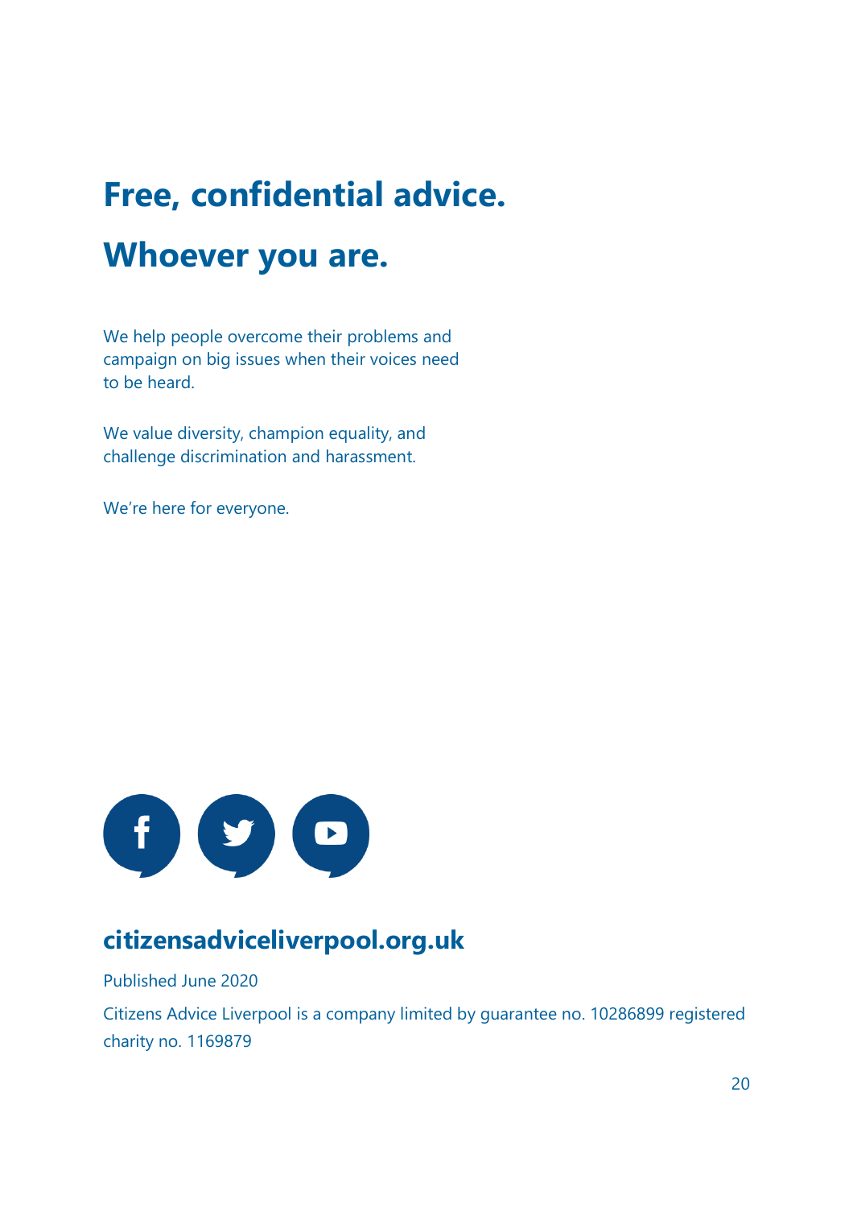# Free, confidential advice.

# Whoever you are.

We help people overcome their problems and campaign on big issues when their voices need to be heard.

We value diversity, champion equality, and challenge discrimination and harassment.

We're here for everyone.

## citizensadviceliverpool.org.uk

Published June 2020

Citizens Advice Liverpool is a company limited by guarantee no. 10286899 registered charity no. 1169879